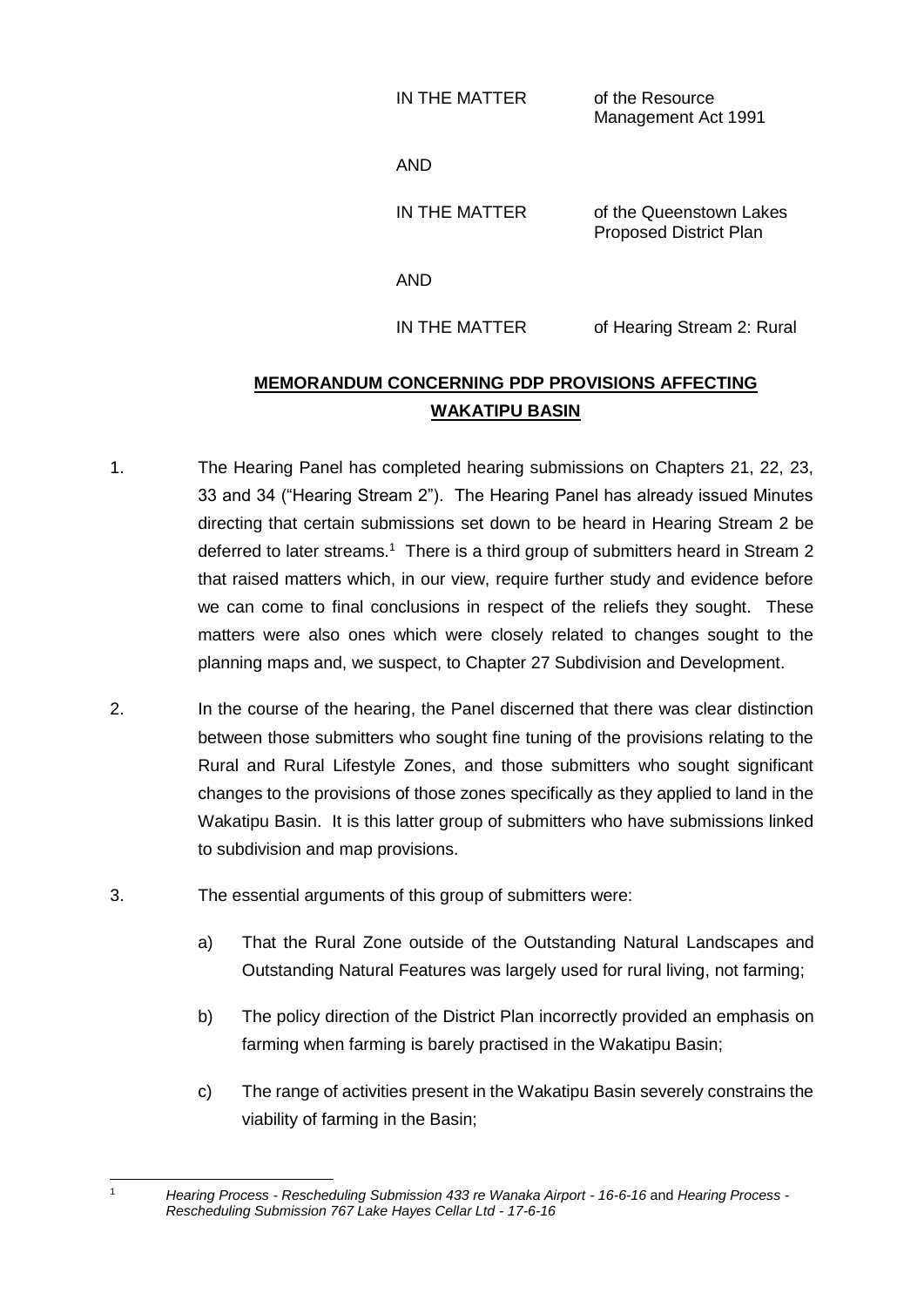IN THE MATTER of the Resource Management Act 1991

AND

IN THE MATTER of the Queenstown Lakes Proposed District Plan

AND

IN THE MATTER of Hearing Stream 2: Rural

## **MEMORANDUM CONCERNING PDP PROVISIONS AFFECTING WAKATIPU BASIN**

1. The Hearing Panel has completed hearing submissions on Chapters 21, 22, 23, 33 and 34 ("Hearing Stream 2"). The Hearing Panel has already issued Minutes directing that certain submissions set down to be heard in Hearing Stream 2 be deferred to later streams.[1] There is a third group of submitters heard in Stream 2 that raised matters which, in our view, require further study and evidence before we can come to final conclusions in respect of the reliefs they sought. These matters were also ones which were closely related to changes sought to the planning maps and, we suspect, to Chapter 27 Subdivision and Development.

2. In the course of the hearing, the Panel discerned that there was clear distinction between those submitters who sought fine tuning of the provisions relating to the Rural and Rural Lifestyle Zones, and those submitters who sought significant changes to the provisions of those zones specifically as they applied to land in the Wakatipu Basin. It is this latter group of submitters who have submissions linked to subdivision and map provisions.

3. The essential arguments of this group of submitters were:

   a) That the Rural Zone outside of the Outstanding Natural Landscapes and Outstanding Natural Features was largely used for rural living, not farming;

   b) The policy direction of the District Plan incorrectly provided an emphasis on farming when farming is barely practised in the Wakatipu Basin;

   c) The range of activities present in the Wakatipu Basin severely constrains the viability of farming in the Basin;

[1] *Hearing Process - Rescheduling Submission 433 re Wanaka Airport - 16-6-16* and *Hearing Process - Rescheduling Submission 767 Lake Hayes Cellar Ltd - 17-6-16*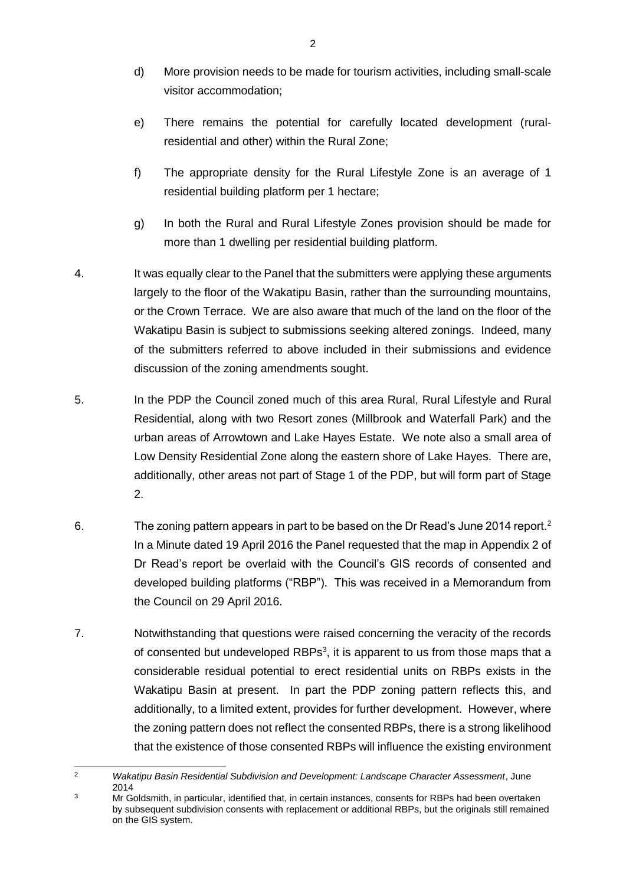d) More provision needs to be made for tourism activities, including small-scale visitor accommodation;

e) There remains the potential for carefully located development (rural-residential and other) within the Rural Zone;

f) The appropriate density for the Rural Lifestyle Zone is an average of 1 residential building platform per 1 hectare;

g) In both the Rural and Rural Lifestyle Zones provision should be made for more than 1 dwelling per residential building platform.

4. It was equally clear to the Panel that the submitters were applying these arguments largely to the floor of the Wakatipu Basin, rather than the surrounding mountains, or the Crown Terrace. We are also aware that much of the land on the floor of the Wakatipu Basin is subject to submissions seeking altered zonings. Indeed, many of the submitters referred to above included in their submissions and evidence discussion of the zoning amendments sought.

5. In the PDP the Council zoned much of this area Rural, Rural Lifestyle and Rural Residential, along with two Resort zones (Millbrook and Waterfall Park) and the urban areas of Arrowtown and Lake Hayes Estate. We note also a small area of Low Density Residential Zone along the eastern shore of Lake Hayes. There are, additionally, other areas not part of Stage 1 of the PDP, but will form part of Stage 2.

6. The zoning pattern appears in part to be based on the Dr Read's June 2014 report.[2] In a Minute dated 19 April 2016 the Panel requested that the map in Appendix 2 of Dr Read's report be overlaid with the Council's GIS records of consented and developed building platforms ("RBP"). This was received in a Memorandum from the Council on 29 April 2016.

7. Notwithstanding that questions were raised concerning the veracity of the records of consented but undeveloped RBPs[3], it is apparent to us from those maps that a considerable residual potential to erect residential units on RBPs exists in the Wakatipu Basin at present. In part the PDP zoning pattern reflects this, and additionally, to a limited extent, provides for further development. However, where the zoning pattern does not reflect the consented RBPs, there is a strong likelihood that the existence of those consented RBPs will influence the existing environment

---

[2] *Wakatipu Basin Residential Subdivision and Development: Landscape Character Assessment*, June 2014

[3] Mr Goldsmith, in particular, identified that, in certain instances, consents for RBPs had been overtaken by subsequent subdivision consents with replacement or additional RBPs, but the originals still remained on the GIS system.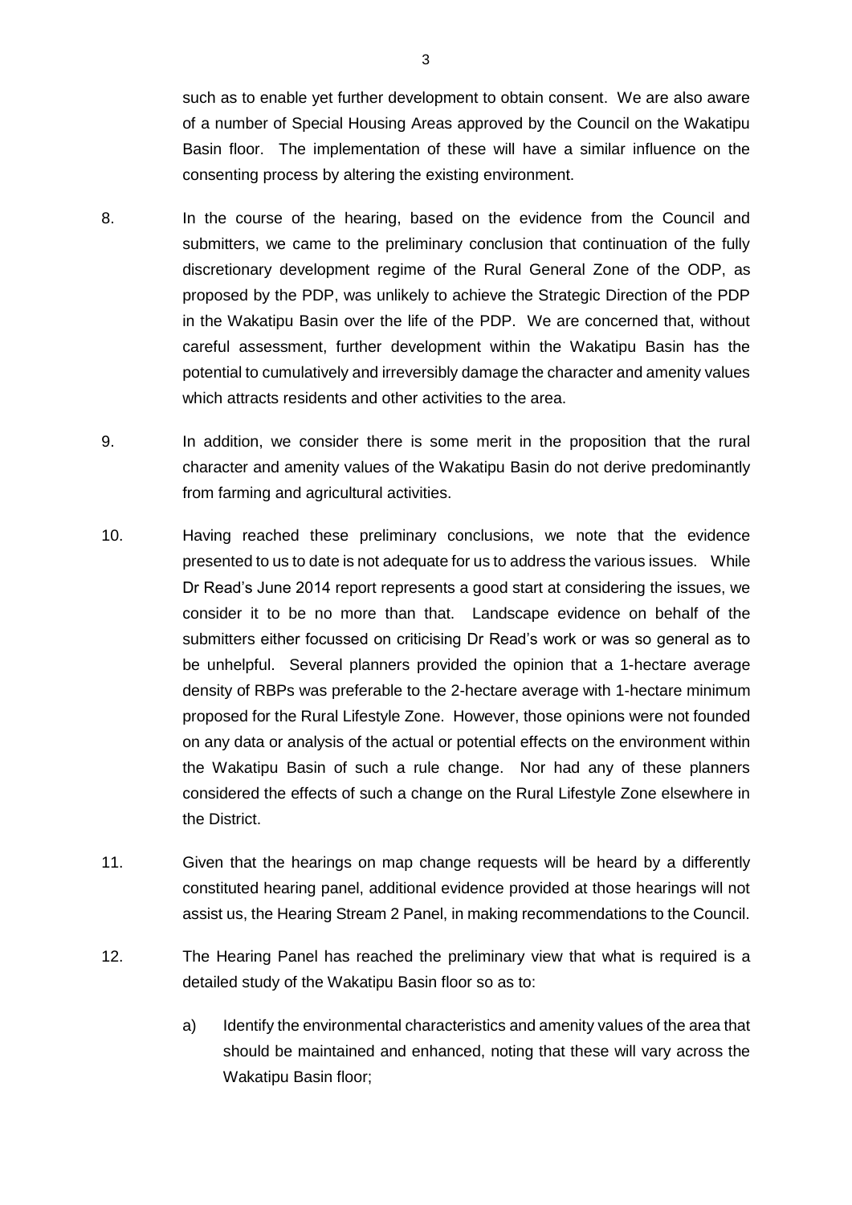such as to enable yet further development to obtain consent. We are also aware of a number of Special Housing Areas approved by the Council on the Wakatipu Basin floor. The implementation of these will have a similar influence on the consenting process by altering the existing environment.

8. In the course of the hearing, based on the evidence from the Council and submitters, we came to the preliminary conclusion that continuation of the fully discretionary development regime of the Rural General Zone of the ODP, as proposed by the PDP, was unlikely to achieve the Strategic Direction of the PDP in the Wakatipu Basin over the life of the PDP. We are concerned that, without careful assessment, further development within the Wakatipu Basin has the potential to cumulatively and irreversibly damage the character and amenity values which attracts residents and other activities to the area.

9. In addition, we consider there is some merit in the proposition that the rural character and amenity values of the Wakatipu Basin do not derive predominantly from farming and agricultural activities.

10. Having reached these preliminary conclusions, we note that the evidence presented to us to date is not adequate for us to address the various issues. While Dr Read's June 2014 report represents a good start at considering the issues, we consider it to be no more than that. Landscape evidence on behalf of the submitters either focussed on criticising Dr Read's work or was so general as to be unhelpful. Several planners provided the opinion that a 1-hectare average density of RBPs was preferable to the 2-hectare average with 1-hectare minimum proposed for the Rural Lifestyle Zone. However, those opinions were not founded on any data or analysis of the actual or potential effects on the environment within the Wakatipu Basin of such a rule change. Nor had any of these planners considered the effects of such a change on the Rural Lifestyle Zone elsewhere in the District.

11. Given that the hearings on map change requests will be heard by a differently constituted hearing panel, additional evidence provided at those hearings will not assist us, the Hearing Stream 2 Panel, in making recommendations to the Council.

12. The Hearing Panel has reached the preliminary view that what is required is a detailed study of the Wakatipu Basin floor so as to:

    a) Identify the environmental characteristics and amenity values of the area that should be maintained and enhanced, noting that these will vary across the Wakatipu Basin floor;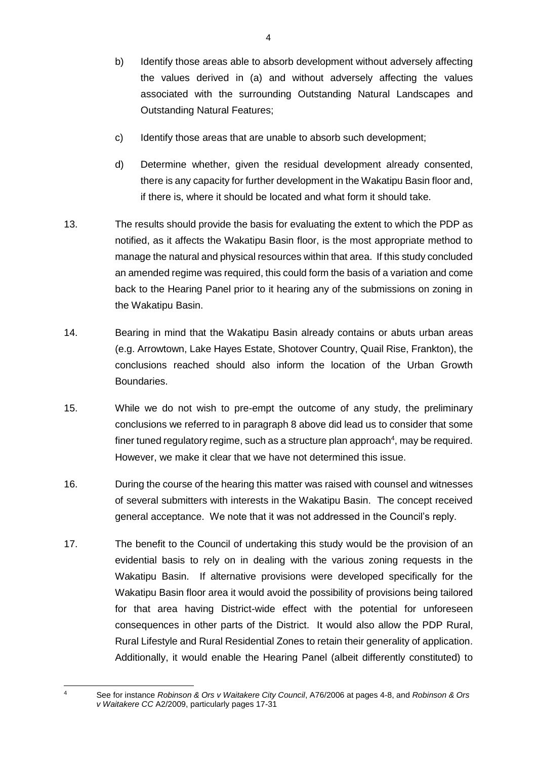b) Identify those areas able to absorb development without adversely affecting the values derived in (a) and without adversely affecting the values associated with the surrounding Outstanding Natural Landscapes and Outstanding Natural Features;

c) Identify those areas that are unable to absorb such development;

d) Determine whether, given the residual development already consented, there is any capacity for further development in the Wakatipu Basin floor and, if there is, where it should be located and what form it should take.

13. The results should provide the basis for evaluating the extent to which the PDP as notified, as it affects the Wakatipu Basin floor, is the most appropriate method to manage the natural and physical resources within that area. If this study concluded an amended regime was required, this could form the basis of a variation and come back to the Hearing Panel prior to it hearing any of the submissions on zoning in the Wakatipu Basin.

14. Bearing in mind that the Wakatipu Basin already contains or abuts urban areas (e.g. Arrowtown, Lake Hayes Estate, Shotover Country, Quail Rise, Frankton), the conclusions reached should also inform the location of the Urban Growth Boundaries.

15. While we do not wish to pre-empt the outcome of any study, the preliminary conclusions we referred to in paragraph 8 above did lead us to consider that some finer tuned regulatory regime, such as a structure plan approach[4], may be required. However, we make it clear that we have not determined this issue.

16. During the course of the hearing this matter was raised with counsel and witnesses of several submitters with interests in the Wakatipu Basin. The concept received general acceptance. We note that it was not addressed in the Council's reply.

17. The benefit to the Council of undertaking this study would be the provision of an evidential basis to rely on in dealing with the various zoning requests in the Wakatipu Basin. If alternative provisions were developed specifically for the Wakatipu Basin floor area it would avoid the possibility of provisions being tailored for that area having District-wide effect with the potential for unforeseen consequences in other parts of the District. It would also allow the PDP Rural, Rural Lifestyle and Rural Residential Zones to retain their generality of application. Additionally, it would enable the Hearing Panel (albeit differently constituted) to

---

[4] See for instance *Robinson & Ors v Waitakere City Council*, A76/2006 at pages 4-8, and *Robinson & Ors v Waitakere CC* A2/2009, particularly pages 17-31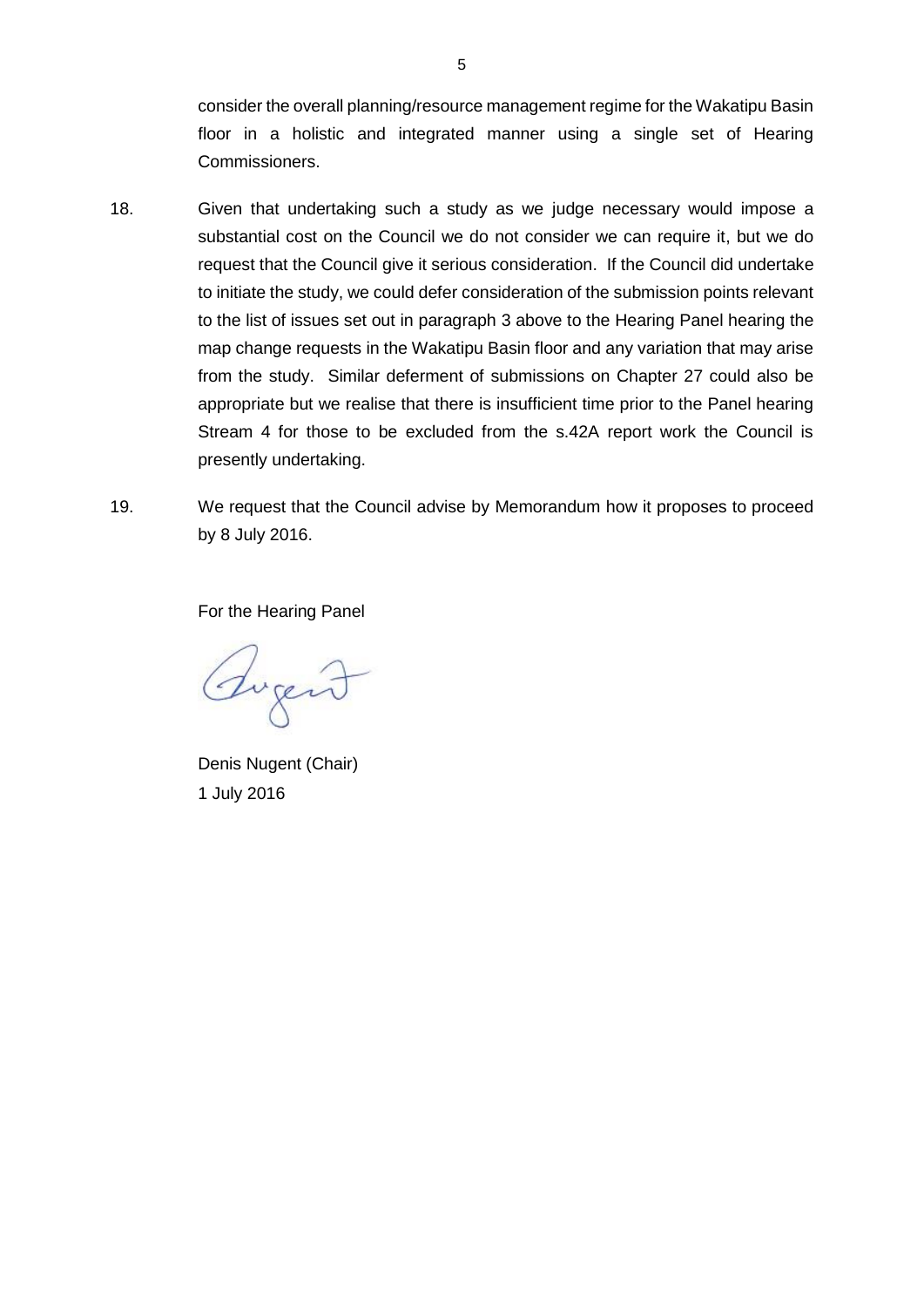consider the overall planning/resource management regime for the Wakatipu Basin floor in a holistic and integrated manner using a single set of Hearing Commissioners.

18. Given that undertaking such a study as we judge necessary would impose a substantial cost on the Council we do not consider we can require it, but we do request that the Council give it serious consideration. If the Council did undertake to initiate the study, we could defer consideration of the submission points relevant to the list of issues set out in paragraph 3 above to the Hearing Panel hearing the map change requests in the Wakatipu Basin floor and any variation that may arise from the study. Similar deferment of submissions on Chapter 27 could also be appropriate but we realise that there is insufficient time prior to the Panel hearing Stream 4 for those to be excluded from the s.42A report work the Council is presently undertaking.

19. We request that the Council advise by Memorandum how it proposes to proceed by 8 July 2016.

For the Hearing Panel

Denis Nugent (Chair)
1 July 2016